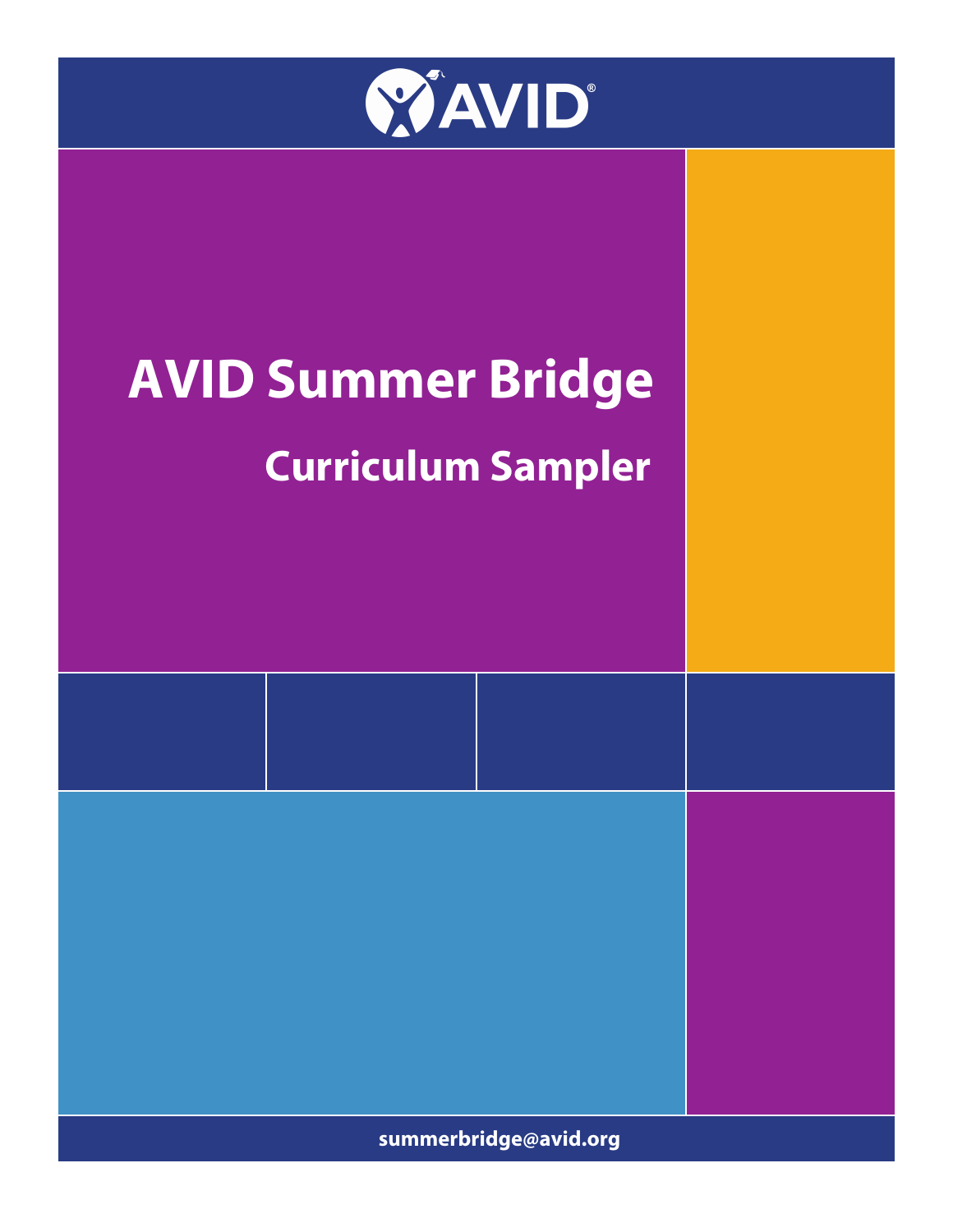AVID

# AVID Summer Bridge

## Curriculum Sampler

summerbridge@avid.org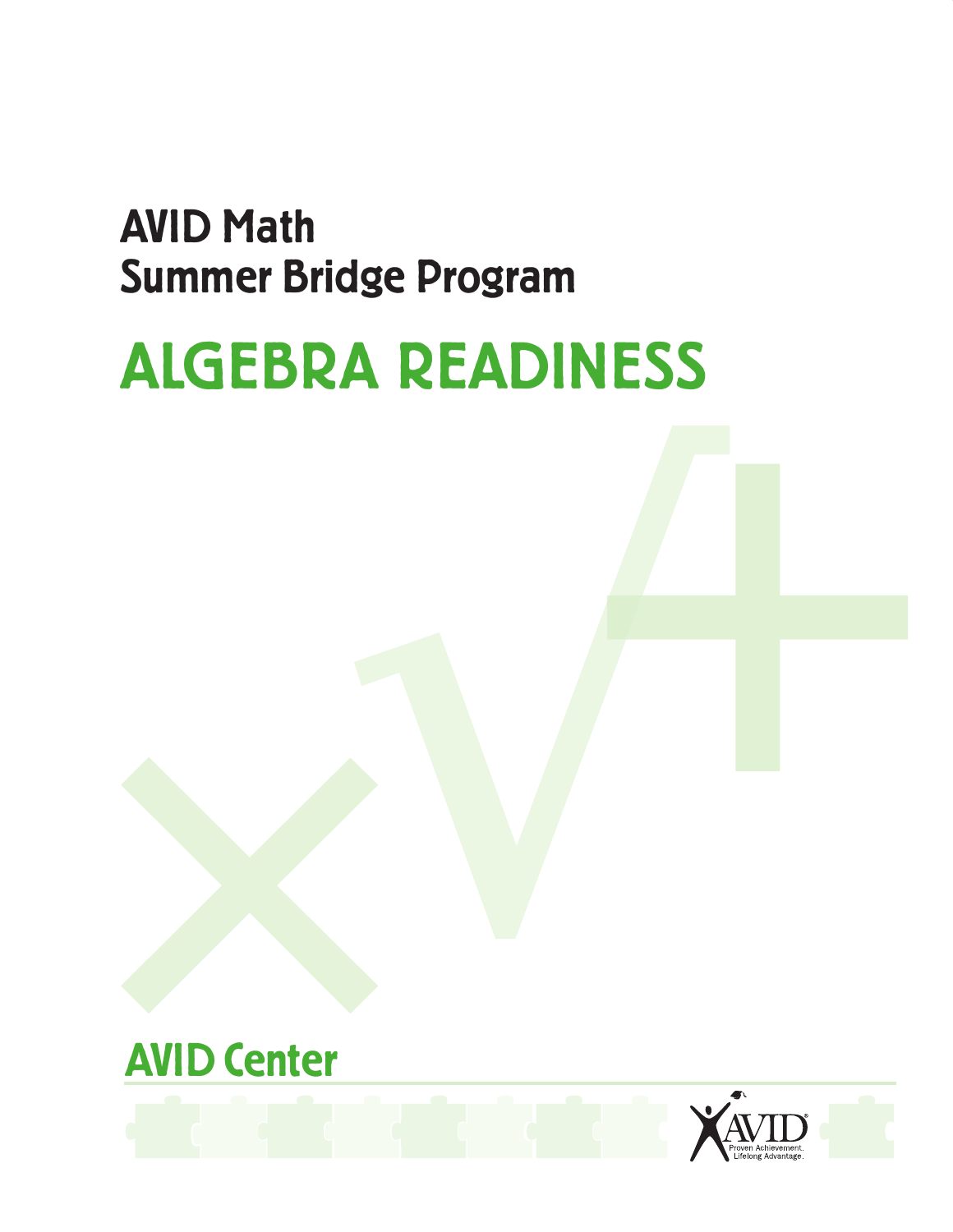# AVID Math Summer Bridge Program

# ALGEBRA READINESS

## AVID Center

AVID
Proven Achievement. Lifelong Advantage.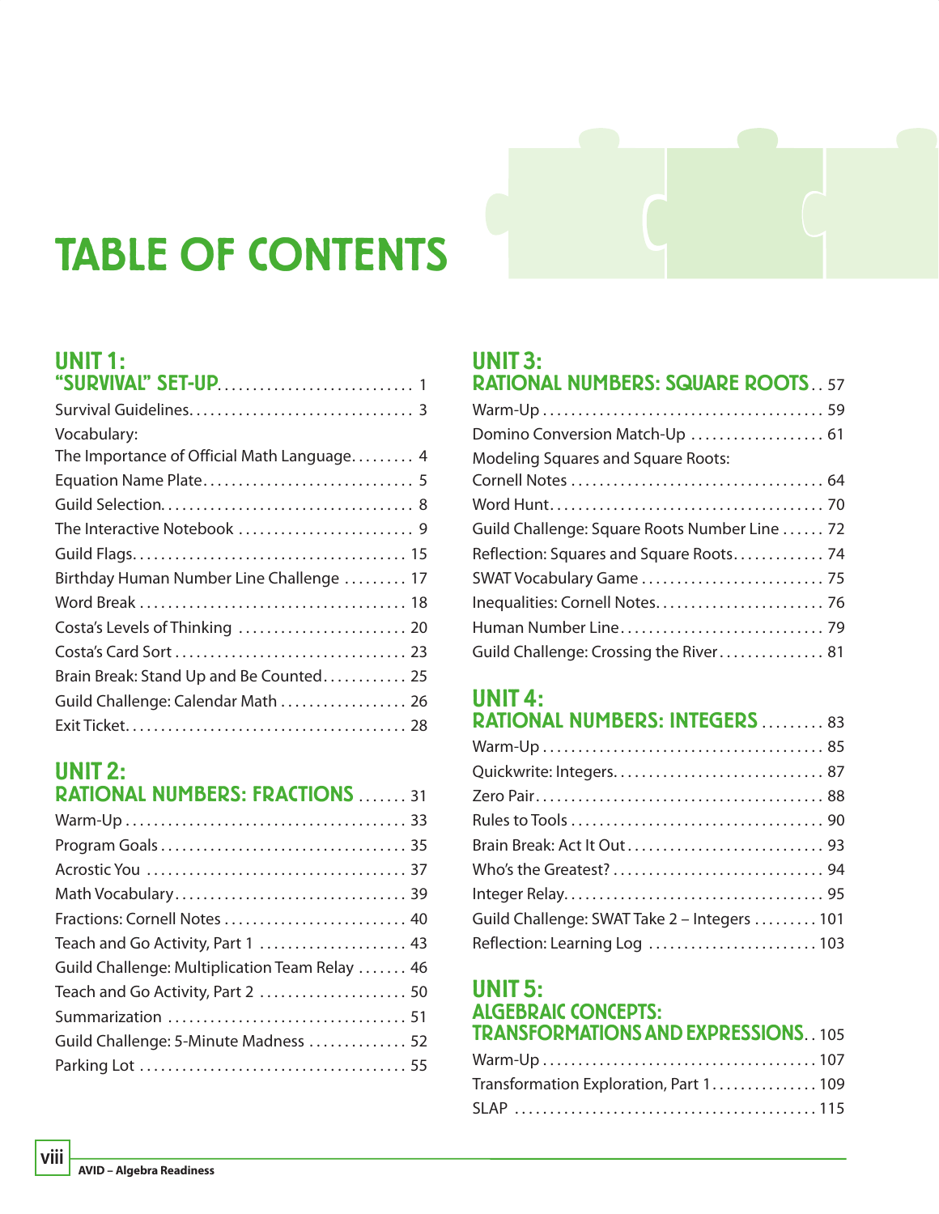# TABLE OF CONTENTS

## UNIT 1: "SURVIVAL" SET-UP ........ 1

- Survival Guidelines ........ 3
- Vocabulary: The Importance of Official Math Language ........ 4
- Equation Name Plate ........ 5
- Guild Selection ........ 8
- The Interactive Notebook ........ 9
- Guild Flags ........ 15
- Birthday Human Number Line Challenge ........ 17
- Word Break ........ 18
- Costa's Levels of Thinking ........ 20
- Costa's Card Sort ........ 23
- Brain Break: Stand Up and Be Counted ........ 25
- Guild Challenge: Calendar Math ........ 26
- Exit Ticket ........ 28

## UNIT 2: RATIONAL NUMBERS: FRACTIONS ........ 31

- Warm-Up ........ 33
- Program Goals ........ 35
- Acrostic You ........ 37
- Math Vocabulary ........ 39
- Fractions: Cornell Notes ........ 40
- Teach and Go Activity, Part 1 ........ 43
- Guild Challenge: Multiplication Team Relay ........ 46
- Teach and Go Activity, Part 2 ........ 50
- Summarization ........ 51
- Guild Challenge: 5-Minute Madness ........ 52
- Parking Lot ........ 55

## UNIT 3: RATIONAL NUMBERS: SQUARE ROOTS ........ 57

- Warm-Up ........ 59
- Domino Conversion Match-Up ........ 61
- Modeling Squares and Square Roots: Cornell Notes ........ 64
- Word Hunt ........ 70
- Guild Challenge: Square Roots Number Line ........ 72
- Reflection: Squares and Square Roots ........ 74
- SWAT Vocabulary Game ........ 75
- Inequalities: Cornell Notes ........ 76
- Human Number Line ........ 79
- Guild Challenge: Crossing the River ........ 81

## UNIT 4: RATIONAL NUMBERS: INTEGERS ........ 83

- Warm-Up ........ 85
- Quickwrite: Integers ........ 87
- Zero Pair ........ 88
- Rules to Tools ........ 90
- Brain Break: Act It Out ........ 93
- Who's the Greatest? ........ 94
- Integer Relay ........ 95
- Guild Challenge: SWAT Take 2 – Integers ........ 101
- Reflection: Learning Log ........ 103

## UNIT 5: ALGEBRAIC CONCEPTS: TRANSFORMATIONS AND EXPRESSIONS ........ 105

- Warm-Up ........ 107
- Transformation Exploration, Part 1 ........ 109
- SLAP ........ 115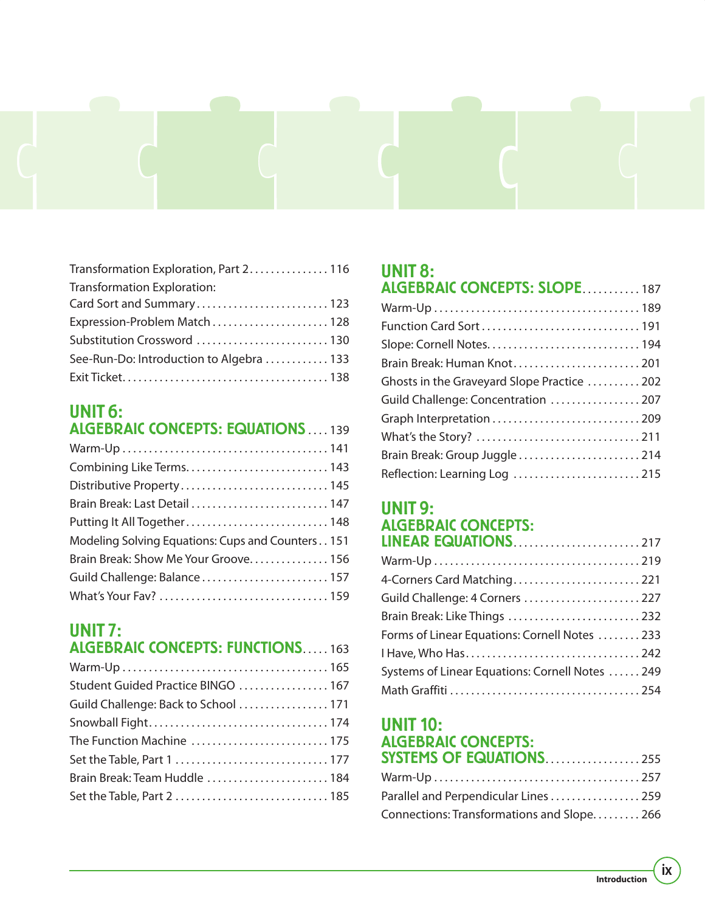Transformation Exploration, Part 2 . . . . . . . . . . . . . . . 116
Transformation Exploration:
Card Sort and Summary . . . . . . . . . . . . . . . . . . . . . . . . . 123
Expression-Problem Match . . . . . . . . . . . . . . . . . . . . . . 128
Substitution Crossword . . . . . . . . . . . . . . . . . . . . . . . . . 130
See-Run-Do: Introduction to Algebra . . . . . . . . . . . . 133
Exit Ticket . . . . . . . . . . . . . . . . . . . . . . . . . . . . . . . . . . . . . . 138

## UNIT 6: ALGEBRAIC CONCEPTS: EQUATIONS . . . . 139

Warm-Up . . . . . . . . . . . . . . . . . . . . . . . . . . . . . . . . . . . . . . 141
Combining Like Terms . . . . . . . . . . . . . . . . . . . . . . . . . . 143
Distributive Property . . . . . . . . . . . . . . . . . . . . . . . . . . . 145
Brain Break: Last Detail . . . . . . . . . . . . . . . . . . . . . . . . . . 147
Putting It All Together . . . . . . . . . . . . . . . . . . . . . . . . . . . 148
Modeling Solving Equations: Cups and Counters . . 151
Brain Break: Show Me Your Groove . . . . . . . . . . . . . . . 156
Guild Challenge: Balance . . . . . . . . . . . . . . . . . . . . . . . . 157
What's Your Fav? . . . . . . . . . . . . . . . . . . . . . . . . . . . . . . . . 159

## UNIT 7: ALGEBRAIC CONCEPTS: FUNCTIONS . . . . . 163

Warm-Up . . . . . . . . . . . . . . . . . . . . . . . . . . . . . . . . . . . . . . 165
Student Guided Practice BINGO . . . . . . . . . . . . . . . . . 167
Guild Challenge: Back to School . . . . . . . . . . . . . . . . . 171
Snowball Fight . . . . . . . . . . . . . . . . . . . . . . . . . . . . . . . . . 174
The Function Machine . . . . . . . . . . . . . . . . . . . . . . . . . . 175
Set the Table, Part 1 . . . . . . . . . . . . . . . . . . . . . . . . . . . . . 177
Brain Break: Team Huddle . . . . . . . . . . . . . . . . . . . . . . . 184
Set the Table, Part 2 . . . . . . . . . . . . . . . . . . . . . . . . . . . . . 185

## UNIT 8: ALGEBRAIC CONCEPTS: SLOPE . . . . . . . . . . . 187

Warm-Up . . . . . . . . . . . . . . . . . . . . . . . . . . . . . . . . . . . . . . 189
Function Card Sort . . . . . . . . . . . . . . . . . . . . . . . . . . . . . 191
Slope: Cornell Notes . . . . . . . . . . . . . . . . . . . . . . . . . . . . 194
Brain Break: Human Knot . . . . . . . . . . . . . . . . . . . . . . . . 201
Ghosts in the Graveyard Slope Practice . . . . . . . . . . 202
Guild Challenge: Concentration . . . . . . . . . . . . . . . . . 207
Graph Interpretation . . . . . . . . . . . . . . . . . . . . . . . . . . . . 209
What's the Story? . . . . . . . . . . . . . . . . . . . . . . . . . . . . . . . 211
Brain Break: Group Juggle . . . . . . . . . . . . . . . . . . . . . . . 214
Reflection: Learning Log . . . . . . . . . . . . . . . . . . . . . . . . 215

## UNIT 9: ALGEBRAIC CONCEPTS: LINEAR EQUATIONS . . . . . . . . . . . . . . . . . . . . . . . . 217

Warm-Up . . . . . . . . . . . . . . . . . . . . . . . . . . . . . . . . . . . . . . 219
4-Corners Card Matching . . . . . . . . . . . . . . . . . . . . . . . . 221
Guild Challenge: 4 Corners . . . . . . . . . . . . . . . . . . . . . . 227
Brain Break: Like Things . . . . . . . . . . . . . . . . . . . . . . . . . 232
Forms of Linear Equations: Cornell Notes . . . . . . . . 233
I Have, Who Has . . . . . . . . . . . . . . . . . . . . . . . . . . . . . . . . 242
Systems of Linear Equations: Cornell Notes . . . . . . 249
Math Graffiti . . . . . . . . . . . . . . . . . . . . . . . . . . . . . . . . . . . 254

## UNIT 10: ALGEBRAIC CONCEPTS: SYSTEMS OF EQUATIONS . . . . . . . . . . . . . . . . . . 255

Warm-Up . . . . . . . . . . . . . . . . . . . . . . . . . . . . . . . . . . . . . . 257
Parallel and Perpendicular Lines . . . . . . . . . . . . . . . . . 259
Connections: Transformations and Slope . . . . . . . . . 266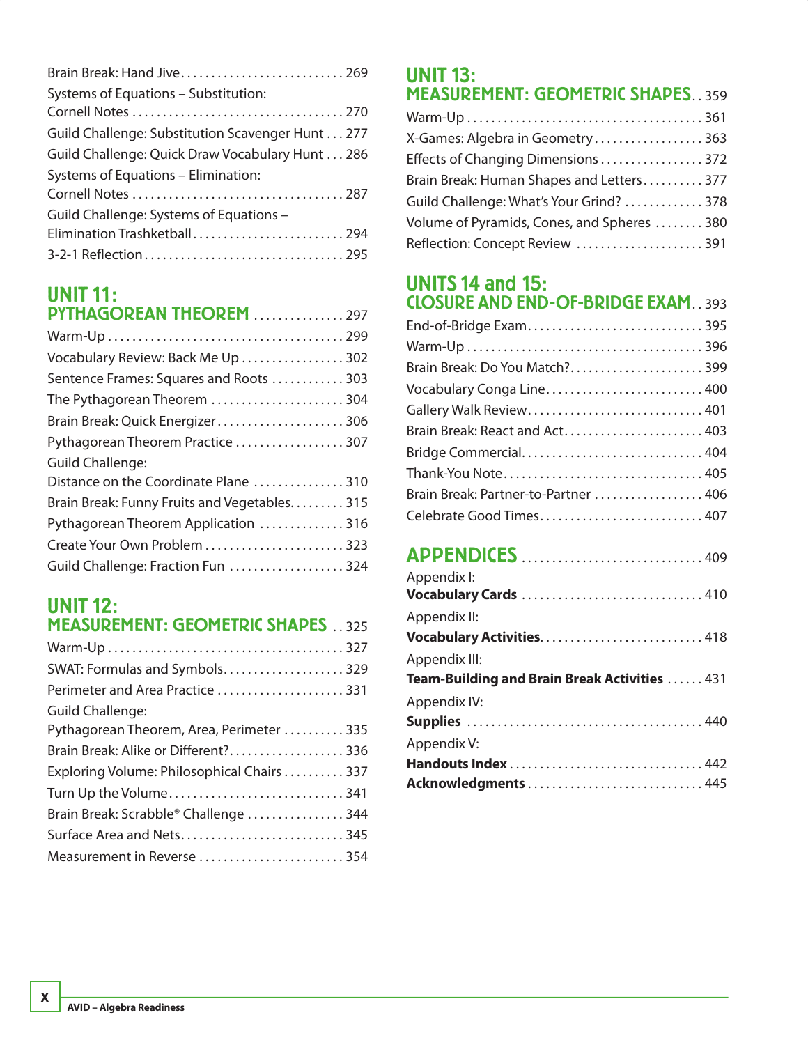Brain Break: Hand Jive . . . . . . . . . . 269

Systems of Equations – Substitution: Cornell Notes . . . . . . . . . . 270

Guild Challenge: Substitution Scavenger Hunt . . . 277

Guild Challenge: Quick Draw Vocabulary Hunt . . . 286

Systems of Equations – Elimination: Cornell Notes . . . . . . . . . . 287

Guild Challenge: Systems of Equations – Elimination Trashketball . . . . . . . . . . 294

3-2-1 Reflection . . . . . . . . . . 295

## UNIT 11: PYTHAGOREAN THEOREM . . . . . . . . . . 297

Warm-Up . . . . . . . . . . 299

Vocabulary Review: Back Me Up . . . . . . . . . . 302

Sentence Frames: Squares and Roots . . . . . . . . . . 303

The Pythagorean Theorem . . . . . . . . . . 304

Brain Break: Quick Energizer . . . . . . . . . . 306

Pythagorean Theorem Practice . . . . . . . . . . 307

Guild Challenge: Distance on the Coordinate Plane . . . . . . . . . . 310

Brain Break: Funny Fruits and Vegetables . . . . . . . . . . 315

Pythagorean Theorem Application . . . . . . . . . . 316

Create Your Own Problem . . . . . . . . . . 323

Guild Challenge: Fraction Fun . . . . . . . . . . 324

## UNIT 12: MEASUREMENT: GEOMETRIC SHAPES . . 325

Warm-Up . . . . . . . . . . 327

SWAT: Formulas and Symbols . . . . . . . . . . 329

Perimeter and Area Practice . . . . . . . . . . 331

Guild Challenge: Pythagorean Theorem, Area, Perimeter . . . . . . . . . . 335

Brain Break: Alike or Different? . . . . . . . . . . 336

Exploring Volume: Philosophical Chairs . . . . . . . . . . 337

Turn Up the Volume . . . . . . . . . . 341

Brain Break: Scrabble® Challenge . . . . . . . . . . 344

Surface Area and Nets . . . . . . . . . . 345

Measurement in Reverse . . . . . . . . . . 354

## UNIT 13: MEASUREMENT: GEOMETRIC SHAPES . . 359

Warm-Up . . . . . . . . . . 361

X-Games: Algebra in Geometry . . . . . . . . . . 363

Effects of Changing Dimensions . . . . . . . . . . 372

Brain Break: Human Shapes and Letters . . . . . . . . . . 377

Guild Challenge: What's Your Grind? . . . . . . . . . . 378

Volume of Pyramids, Cones, and Spheres . . . . . . . . . . 380

Reflection: Concept Review . . . . . . . . . . 391

## UNITS 14 and 15: CLOSURE AND END-OF-BRIDGE EXAM . . 393

End-of-Bridge Exam . . . . . . . . . . 395

Warm-Up . . . . . . . . . . 396

Brain Break: Do You Match? . . . . . . . . . . 399

Vocabulary Conga Line . . . . . . . . . . 400

Gallery Walk Review . . . . . . . . . . 401

Brain Break: React and Act . . . . . . . . . . 403

Bridge Commercial . . . . . . . . . . 404

Thank-You Note . . . . . . . . . . 405

Brain Break: Partner-to-Partner . . . . . . . . . . 406

Celebrate Good Times . . . . . . . . . . 407

## APPENDICES . . . . . . . . . . 409

Appendix I: **Vocabulary Cards** . . . . . . . . . . 410

Appendix II: **Vocabulary Activities** . . . . . . . . . . 418

Appendix III: **Team-Building and Brain Break Activities** . . . . . . 431

Appendix IV: **Supplies** . . . . . . . . . . 440

Appendix V: **Handouts Index** . . . . . . . . . . 442

**Acknowledgments** . . . . . . . . . . 445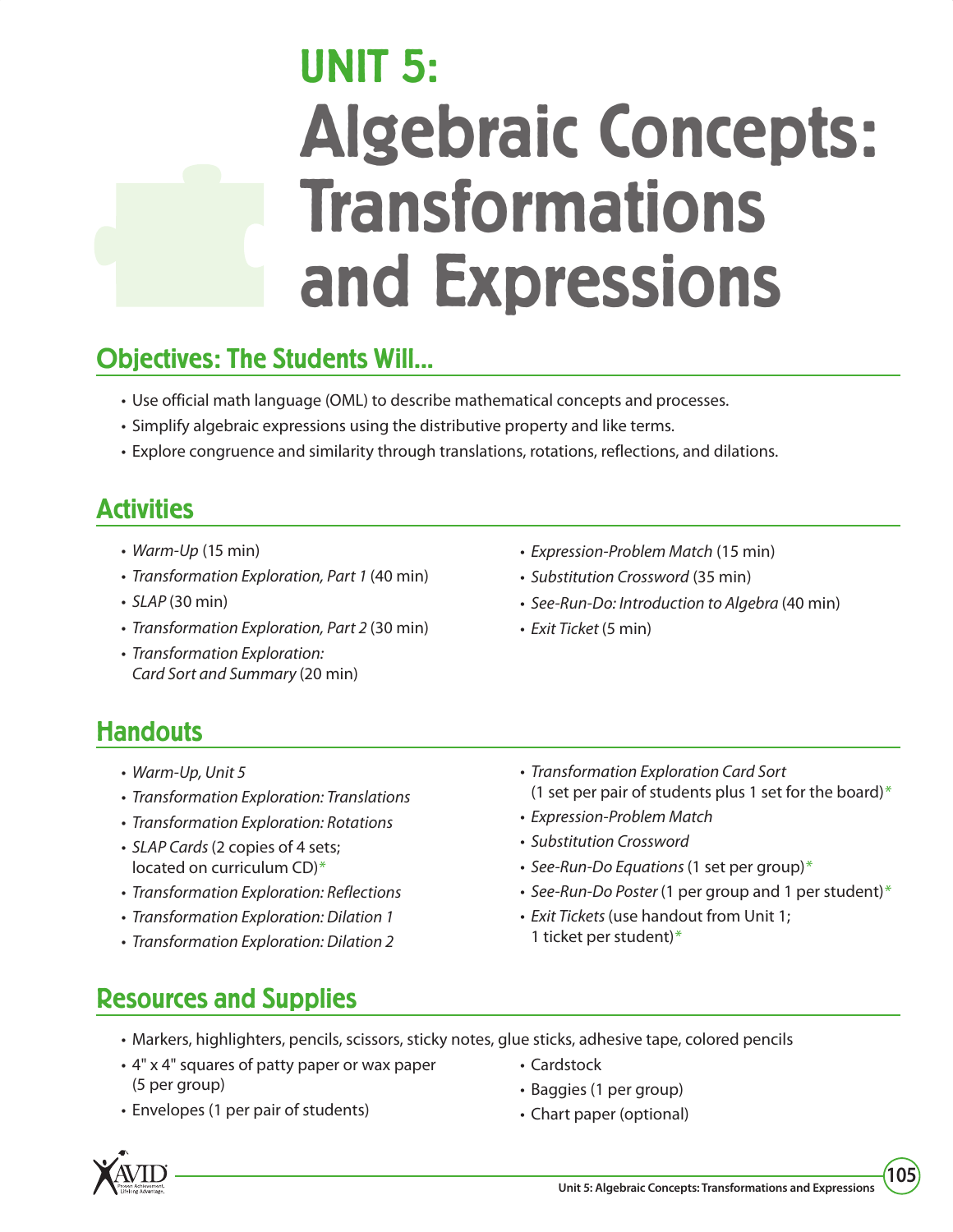# UNIT 5:
# Algebraic Concepts: Transformations and Expressions

## Objectives: The Students Will...

- Use official math language (OML) to describe mathematical concepts and processes.
- Simplify algebraic expressions using the distributive property and like terms.
- Explore congruence and similarity through translations, rotations, reflections, and dilations.

## Activities

- *Warm-Up* (15 min)
- *Transformation Exploration, Part 1* (40 min)
- *SLAP* (30 min)
- *Transformation Exploration, Part 2* (30 min)
- *Transformation Exploration: Card Sort and Summary* (20 min)
- *Expression-Problem Match* (15 min)
- *Substitution Crossword* (35 min)
- *See-Run-Do: Introduction to Algebra* (40 min)
- *Exit Ticket* (5 min)

## Handouts

- *Warm-Up, Unit 5*
- *Transformation Exploration: Translations*
- *Transformation Exploration: Rotations*
- *SLAP Cards* (2 copies of 4 sets; located on curriculum CD)*
- *Transformation Exploration: Reflections*
- *Transformation Exploration: Dilation 1*
- *Transformation Exploration: Dilation 2*
- *Transformation Exploration Card Sort* (1 set per pair of students plus 1 set for the board)*
- *Expression-Problem Match*
- *Substitution Crossword*
- *See-Run-Do Equations* (1 set per group)*
- *See-Run-Do Poster* (1 per group and 1 per student)*
- *Exit Tickets* (use handout from Unit 1; 1 ticket per student)*

## Resources and Supplies

- Markers, highlighters, pencils, scissors, sticky notes, glue sticks, adhesive tape, colored pencils
- 4" x 4" squares of patty paper or wax paper (5 per group)
- Envelopes (1 per pair of students)
- Cardstock
- Baggies (1 per group)
- Chart paper (optional)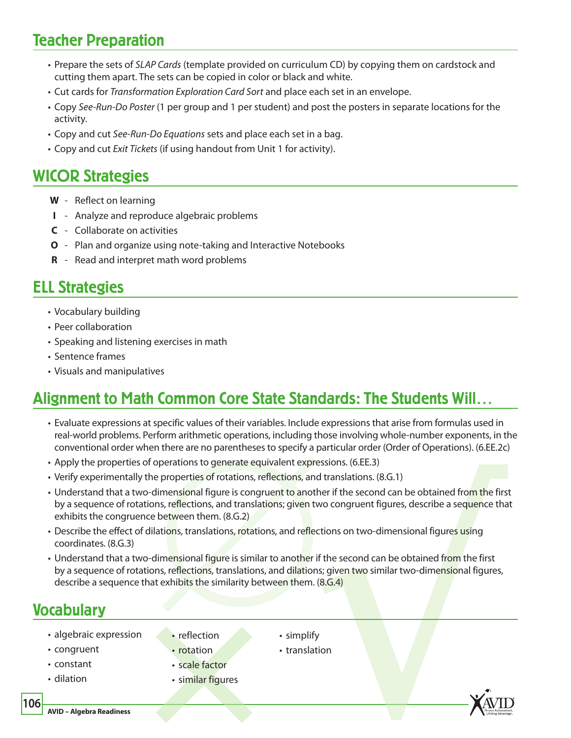## Teacher Preparation

- Prepare the sets of *SLAP Cards* (template provided on curriculum CD) by copying them on cardstock and cutting them apart. The sets can be copied in color or black and white.
- Cut cards for *Transformation Exploration Card Sort* and place each set in an envelope.
- Copy *See-Run-Do Poster* (1 per group and 1 per student) and post the posters in separate locations for the activity.
- Copy and cut *See-Run-Do Equations* sets and place each set in a bag.
- Copy and cut *Exit Tickets* (if using handout from Unit 1 for activity).

## WICOR Strategies

**W** - Reflect on learning
**I** - Analyze and reproduce algebraic problems
**C** - Collaborate on activities
**O** - Plan and organize using note-taking and Interactive Notebooks
**R** - Read and interpret math word problems

## ELL Strategies

- Vocabulary building
- Peer collaboration
- Speaking and listening exercises in math
- Sentence frames
- Visuals and manipulatives

## Alignment to Math Common Core State Standards: The Students Will…

- Evaluate expressions at specific values of their variables. Include expressions that arise from formulas used in real-world problems. Perform arithmetic operations, including those involving whole-number exponents, in the conventional order when there are no parentheses to specify a particular order (Order of Operations). (6.EE.2c)
- Apply the properties of operations to generate equivalent expressions. (6.EE.3)
- Verify experimentally the properties of rotations, reflections, and translations. (8.G.1)
- Understand that a two-dimensional figure is congruent to another if the second can be obtained from the first by a sequence of rotations, reflections, and translations; given two congruent figures, describe a sequence that exhibits the congruence between them. (8.G.2)
- Describe the effect of dilations, translations, rotations, and reflections on two-dimensional figures using coordinates. (8.G.3)
- Understand that a two-dimensional figure is similar to another if the second can be obtained from the first by a sequence of rotations, reflections, translations, and dilations; given two similar two-dimensional figures, describe a sequence that exhibits the similarity between them. (8.G.4)

## Vocabulary

- algebraic expression
- congruent
- constant
- dilation
- reflection
- rotation
- scale factor
- similar figures
- simplify
- translation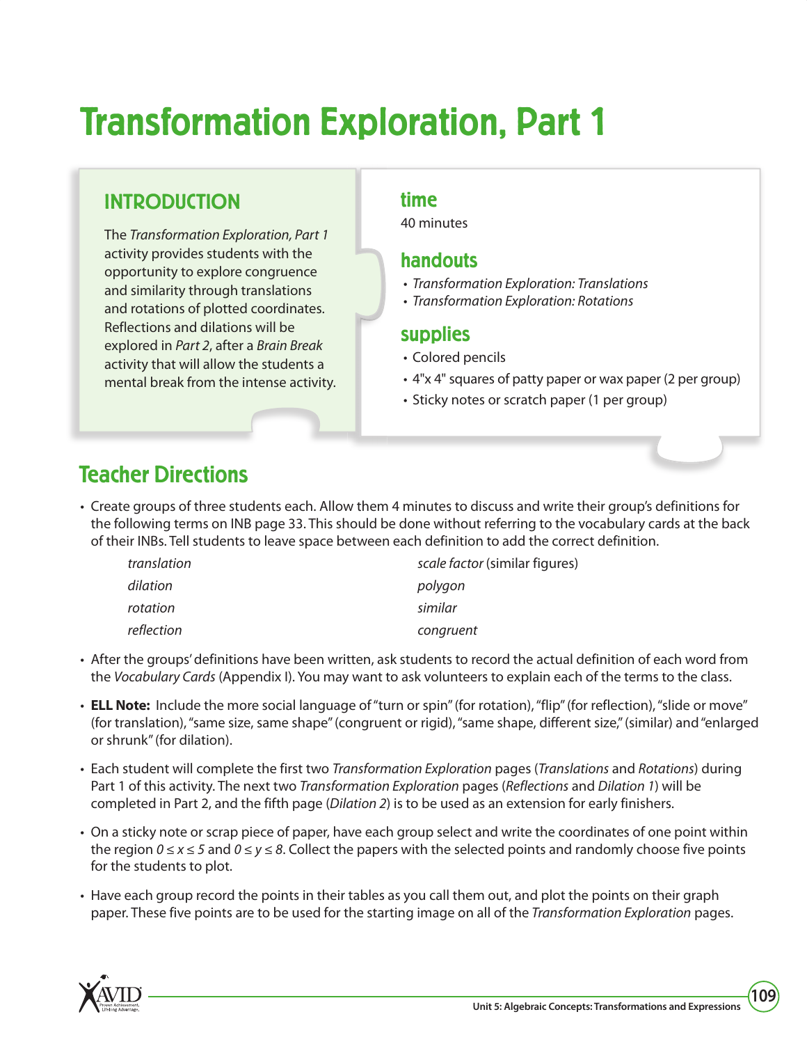# Transformation Exploration, Part 1

## INTRODUCTION

The *Transformation Exploration, Part 1* activity provides students with the opportunity to explore congruence and similarity through translations and rotations of plotted coordinates. Reflections and dilations will be explored in *Part 2*, after a *Brain Break* activity that will allow the students a mental break from the intense activity.

### time

40 minutes

### handouts

- *Transformation Exploration: Translations*
- *Transformation Exploration: Rotations*

### supplies

- Colored pencils
- 4"x 4" squares of patty paper or wax paper (2 per group)
- Sticky notes or scratch paper (1 per group)

## Teacher Directions

- Create groups of three students each. Allow them 4 minutes to discuss and write their group's definitions for the following terms on INB page 33. This should be done without referring to the vocabulary cards at the back of their INBs. Tell students to leave space between each definition to add the correct definition.

  *translation*
  *dilation*
  *rotation*
  *reflection*
  *scale factor* (similar figures)
  *polygon*
  *similar*
  *congruent*

- After the groups' definitions have been written, ask students to record the actual definition of each word from the *Vocabulary Cards* (Appendix I). You may want to ask volunteers to explain each of the terms to the class.

- **ELL Note:** Include the more social language of "turn or spin" (for rotation), "flip" (for reflection), "slide or move" (for translation), "same size, same shape" (congruent or rigid), "same shape, different size," (similar) and "enlarged or shrunk" (for dilation).

- Each student will complete the first two *Transformation Exploration* pages (*Translations* and *Rotations*) during Part 1 of this activity. The next two *Transformation Exploration* pages (*Reflections* and *Dilation 1*) will be completed in Part 2, and the fifth page (*Dilation 2*) is to be used as an extension for early finishers.

- On a sticky note or scrap piece of paper, have each group select and write the coordinates of one point within the region $0 \le x \le 5$ and $0 \le y \le 8$. Collect the papers with the selected points and randomly choose five points for the students to plot.

- Have each group record the points in their tables as you call them out, and plot the points on their graph paper. These five points are to be used for the starting image on all of the *Transformation Exploration* pages.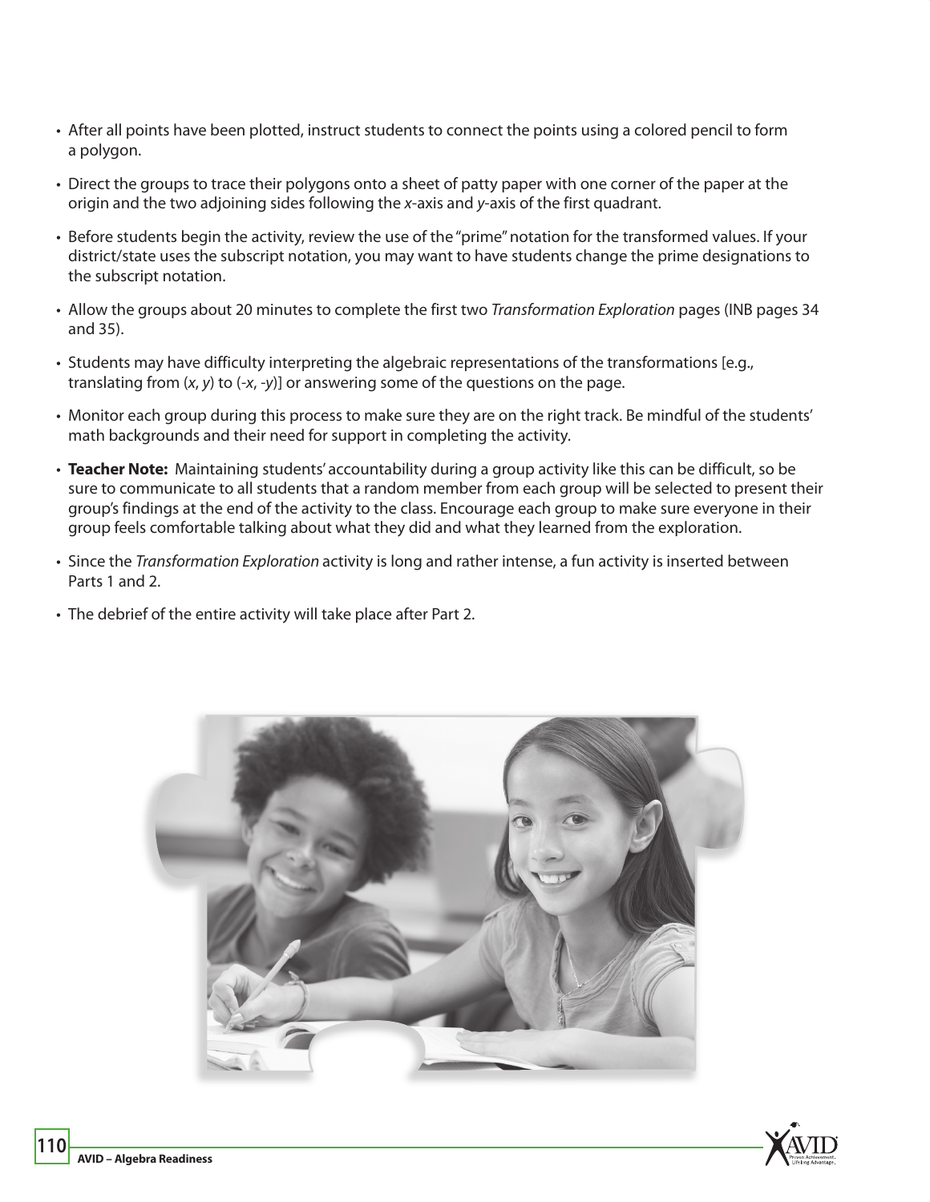- After all points have been plotted, instruct students to connect the points using a colored pencil to form a polygon.
- Direct the groups to trace their polygons onto a sheet of patty paper with one corner of the paper at the origin and the two adjoining sides following the $x$-axis and $y$-axis of the first quadrant.
- Before students begin the activity, review the use of the "prime" notation for the transformed values. If your district/state uses the subscript notation, you may want to have students change the prime designations to the subscript notation.
- Allow the groups about 20 minutes to complete the first two *Transformation Exploration* pages (INB pages 34 and 35).
- Students may have difficulty interpreting the algebraic representations of the transformations [e.g., translating from $(x, y)$ to $(-x, -y)$] or answering some of the questions on the page.
- Monitor each group during this process to make sure they are on the right track. Be mindful of the students' math backgrounds and their need for support in completing the activity.
- **Teacher Note:** Maintaining students' accountability during a group activity like this can be difficult, so be sure to communicate to all students that a random member from each group will be selected to present their group's findings at the end of the activity to the class. Encourage each group to make sure everyone in their group feels comfortable talking about what they did and what they learned from the exploration.
- Since the *Transformation Exploration* activity is long and rather intense, a fun activity is inserted between Parts 1 and 2.
- The debrief of the entire activity will take place after Part 2.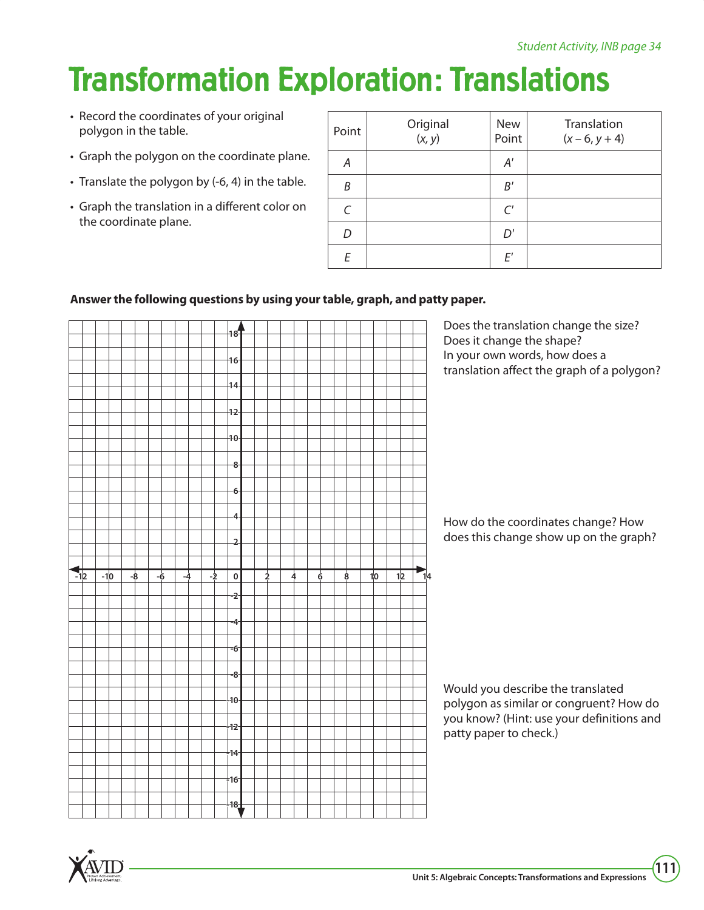*Student Activity, INB page 34*

# Transformation Exploration: Translations

- Record the coordinates of your original polygon in the table.
- Graph the polygon on the coordinate plane.
- Translate the polygon by (-6, 4) in the table.
- Graph the translation in a different color on the coordinate plane.

| Point | Original $(x, y)$ | New Point | Translation $(x - 6, y + 4)$ |
|---|---|---|---|
| $A$ | | $A'$ | |
| $B$ | | $B'$ | |
| $C$ | | $C'$ | |
| $D$ | | $D'$ | |
| $E$ | | $E'$ | |

**Answer the following questions by using your table, graph, and patty paper.**

Does the translation change the size?
Does it change the shape?
In your own words, how does a translation affect the graph of a polygon?

How do the coordinates change? How does this change show up on the graph?

Would you describe the translated polygon as similar or congruent? How do you know? (Hint: use your definitions and patty paper to check.)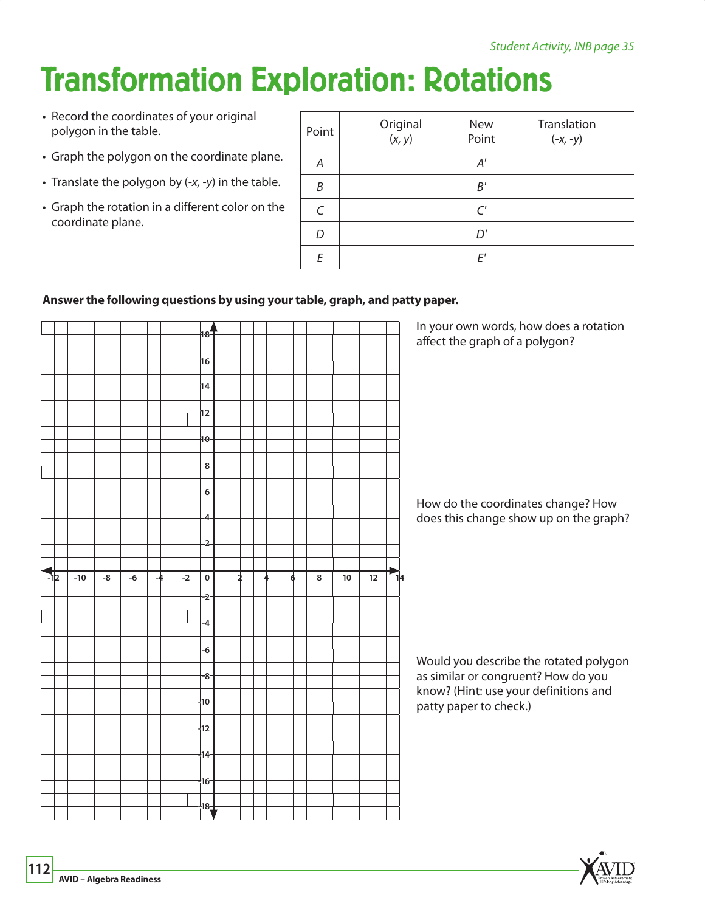Student Activity, INB page 35

# Transformation Exploration: Rotations

- Record the coordinates of your original polygon in the table.
- Graph the polygon on the coordinate plane.
- Translate the polygon by (-*x*, -*y*) in the table.
- Graph the rotation in a different color on the coordinate plane.

| Point | Original (*x*, *y*) | New Point | Translation (-*x*, -*y*) |
|---|---|---|---|
| *A* | | *A'* | |
| *B* | | *B'* | |
| *C* | | *C'* | |
| *D* | | *D'* | |
| *E* | | *E'* | |

**Answer the following questions by using your table, graph, and patty paper.**

In your own words, how does a rotation affect the graph of a polygon?

How do the coordinates change? How does this change show up on the graph?

Would you describe the rotated polygon as similar or congruent? How do you know? (Hint: use your definitions and patty paper to check.)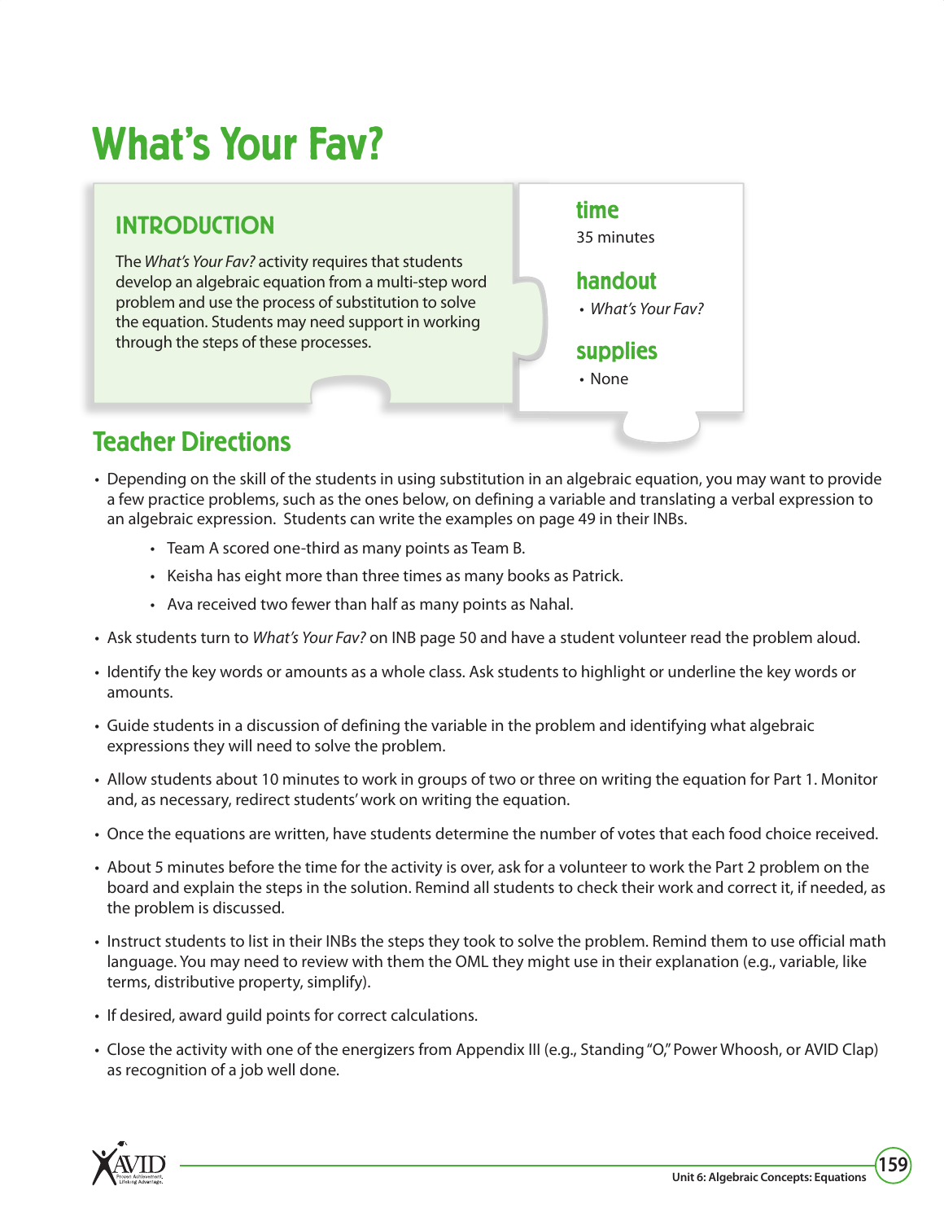# What's Your Fav?

## INTRODUCTION

The *What's Your Fav?* activity requires that students develop an algebraic equation from a multi-step word problem and use the process of substitution to solve the equation. Students may need support in working through the steps of these processes.

### time

35 minutes

### handout

- *What's Your Fav?*

### supplies

- None

## Teacher Directions

- Depending on the skill of the students in using substitution in an algebraic equation, you may want to provide a few practice problems, such as the ones below, on defining a variable and translating a verbal expression to an algebraic expression. Students can write the examples on page 49 in their INBs.
  - Team A scored one-third as many points as Team B.
  - Keisha has eight more than three times as many books as Patrick.
  - Ava received two fewer than half as many points as Nahal.
- Ask students turn to *What's Your Fav?* on INB page 50 and have a student volunteer read the problem aloud.
- Identify the key words or amounts as a whole class. Ask students to highlight or underline the key words or amounts.
- Guide students in a discussion of defining the variable in the problem and identifying what algebraic expressions they will need to solve the problem.
- Allow students about 10 minutes to work in groups of two or three on writing the equation for Part 1. Monitor and, as necessary, redirect students' work on writing the equation.
- Once the equations are written, have students determine the number of votes that each food choice received.
- About 5 minutes before the time for the activity is over, ask for a volunteer to work the Part 2 problem on the board and explain the steps in the solution. Remind all students to check their work and correct it, if needed, as the problem is discussed.
- Instruct students to list in their INBs the steps they took to solve the problem. Remind them to use official math language. You may need to review with them the OML they might use in their explanation (e.g., variable, like terms, distributive property, simplify).
- If desired, award guild points for correct calculations.
- Close the activity with one of the energizers from Appendix III (e.g., Standing "O," Power Whoosh, or AVID Clap) as recognition of a job well done.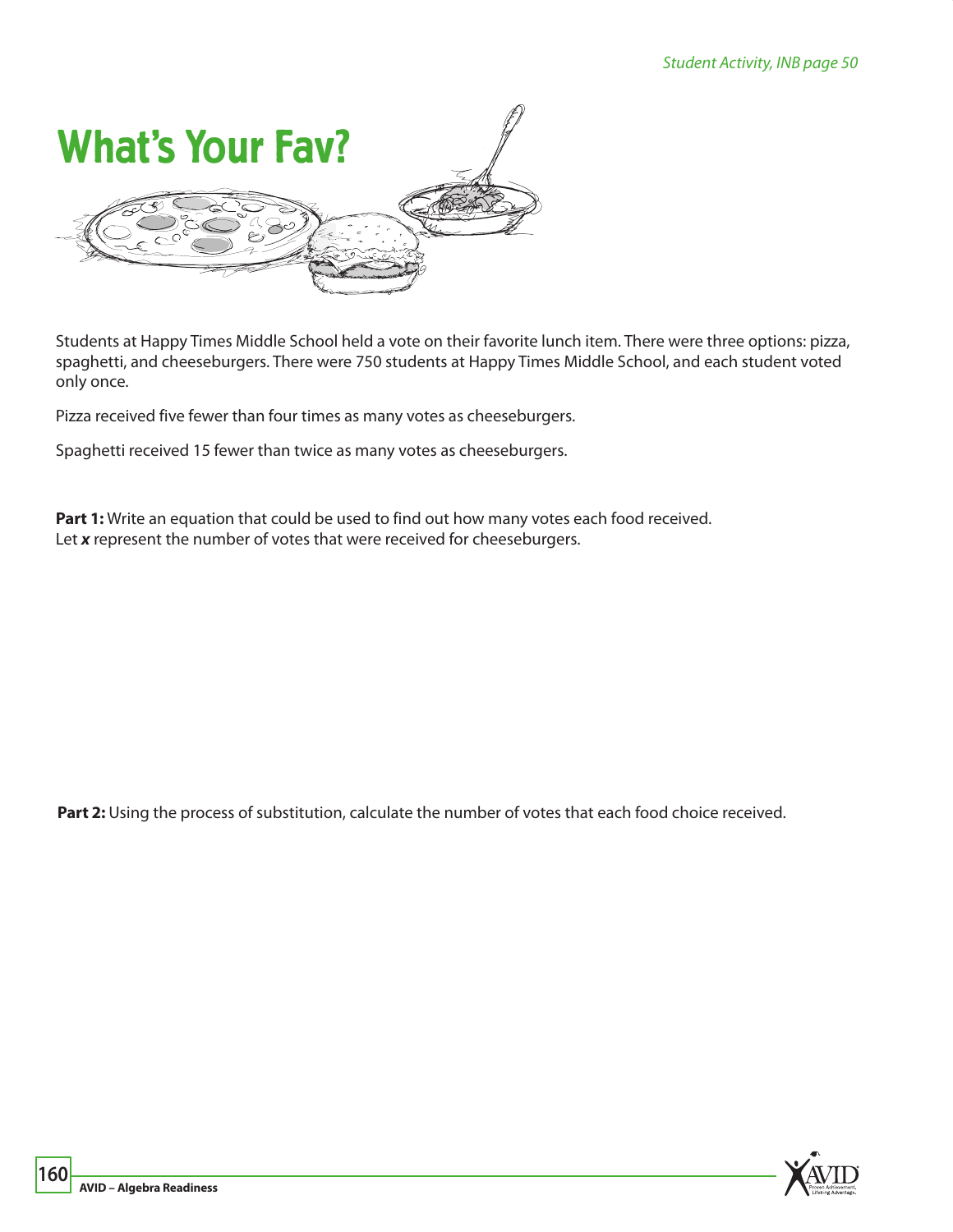# What's Your Fav?

Students at Happy Times Middle School held a vote on their favorite lunch item. There were three options: pizza, spaghetti, and cheeseburgers. There were 750 students at Happy Times Middle School, and each student voted only once.

Pizza received five fewer than four times as many votes as cheeseburgers.

Spaghetti received 15 fewer than twice as many votes as cheeseburgers.

**Part 1:** Write an equation that could be used to find out how many votes each food received. Let $\boldsymbol{x}$ represent the number of votes that were received for cheeseburgers.

**Part 2:** Using the process of substitution, calculate the number of votes that each food choice received.